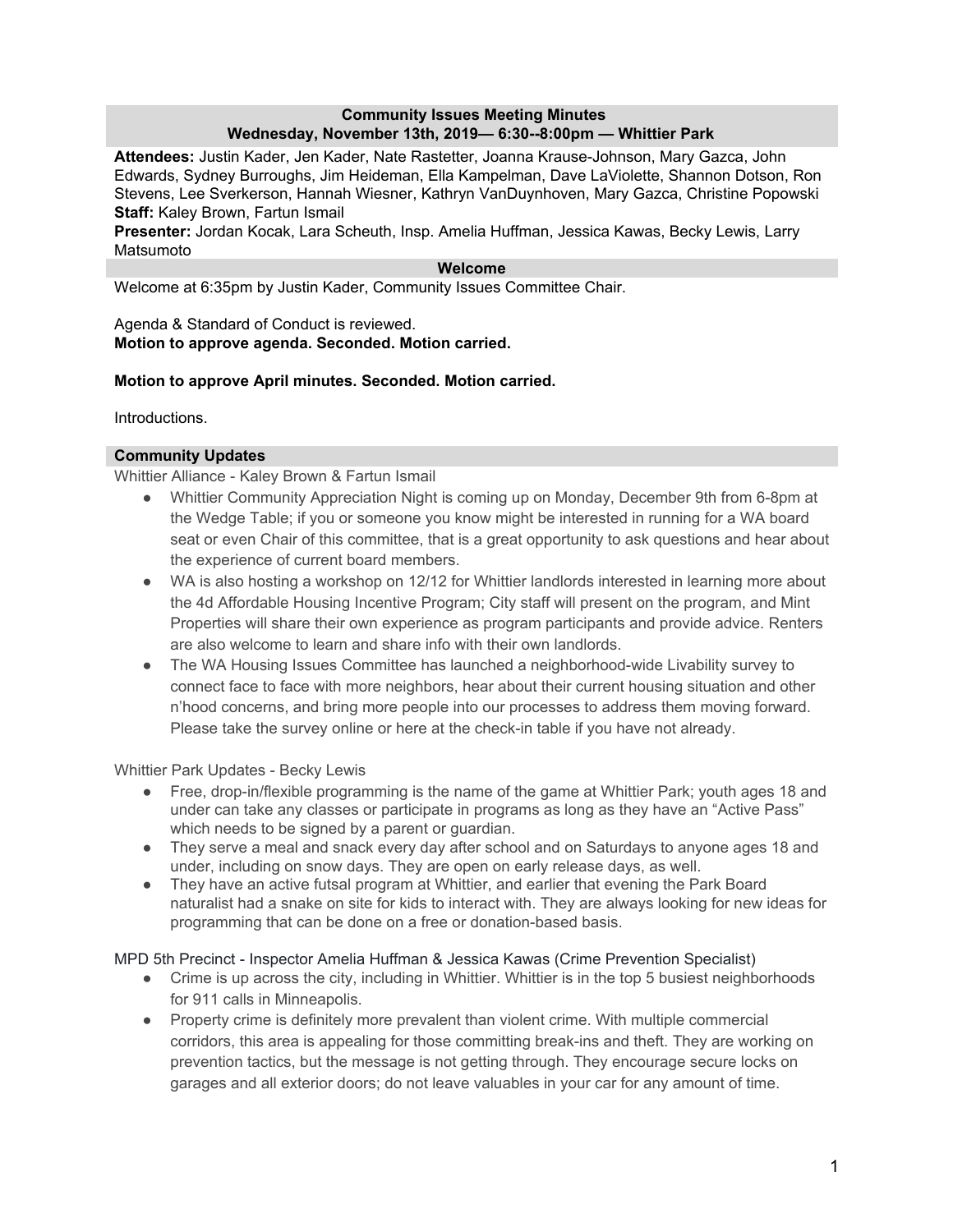**Community Issues Meeting Minutes**
**Wednesday, November 13th, 2019— 6:30--8:00pm — Whittier Park**

**Attendees:** Justin Kader, Jen Kader, Nate Rastetter, Joanna Krause-Johnson, Mary Gazca, John Edwards, Sydney Burroughs, Jim Heideman, Ella Kampelman, Dave LaViolette, Shannon Dotson, Ron Stevens, Lee Sverkerson, Hannah Wiesner, Kathryn VanDuynhoven, Mary Gazca, Christine Popowski
**Staff:** Kaley Brown, Fartun Ismail
**Presenter:** Jordan Kocak, Lara Scheuth, Insp. Amelia Huffman, Jessica Kawas, Becky Lewis, Larry Matsumoto

## Welcome

Welcome at 6:35pm by Justin Kader, Community Issues Committee Chair.

Agenda & Standard of Conduct is reviewed.
**Motion to approve agenda. Seconded. Motion carried.**

**Motion to approve April minutes. Seconded. Motion carried.**

Introductions.

## Community Updates

Whittier Alliance - Kaley Brown & Fartun Ismail

- Whittier Community Appreciation Night is coming up on Monday, December 9th from 6-8pm at the Wedge Table; if you or someone you know might be interested in running for a WA board seat or even Chair of this committee, that is a great opportunity to ask questions and hear about the experience of current board members.
- WA is also hosting a workshop on 12/12 for Whittier landlords interested in learning more about the 4d Affordable Housing Incentive Program; City staff will present on the program, and Mint Properties will share their own experience as program participants and provide advice. Renters are also welcome to learn and share info with their own landlords.
- The WA Housing Issues Committee has launched a neighborhood-wide Livability survey to connect face to face with more neighbors, hear about their current housing situation and other n'hood concerns, and bring more people into our processes to address them moving forward. Please take the survey online or here at the check-in table if you have not already.

Whittier Park Updates - Becky Lewis

- Free, drop-in/flexible programming is the name of the game at Whittier Park; youth ages 18 and under can take any classes or participate in programs as long as they have an "Active Pass" which needs to be signed by a parent or guardian.
- They serve a meal and snack every day after school and on Saturdays to anyone ages 18 and under, including on snow days. They are open on early release days, as well.
- They have an active futsal program at Whittier, and earlier that evening the Park Board naturalist had a snake on site for kids to interact with. They are always looking for new ideas for programming that can be done on a free or donation-based basis.

MPD 5th Precinct - Inspector Amelia Huffman & Jessica Kawas (Crime Prevention Specialist)

- Crime is up across the city, including in Whittier. Whittier is in the top 5 busiest neighborhoods for 911 calls in Minneapolis.
- Property crime is definitely more prevalent than violent crime. With multiple commercial corridors, this area is appealing for those committing break-ins and theft. They are working on prevention tactics, but the message is not getting through. They encourage secure locks on garages and all exterior doors; do not leave valuables in your car for any amount of time.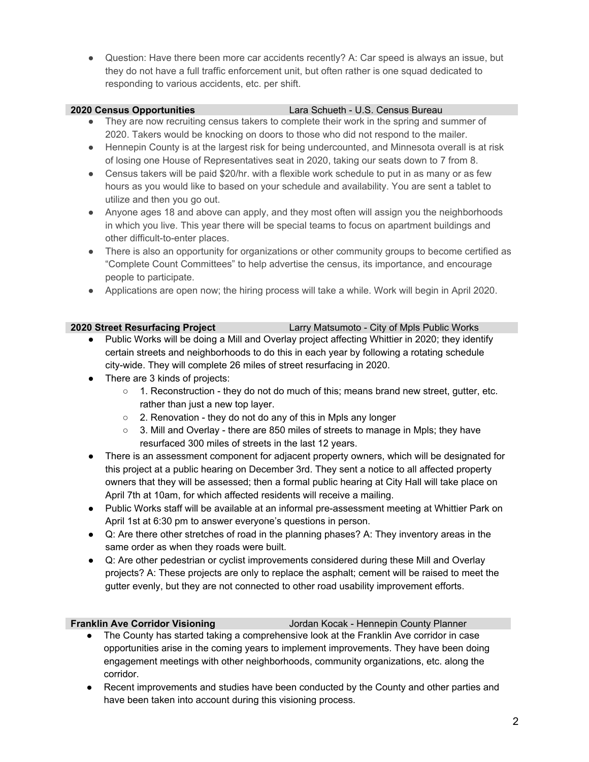- Question: Have there been more car accidents recently? A: Car speed is always an issue, but they do not have a full traffic enforcement unit, but often rather is one squad dedicated to responding to various accidents, etc. per shift.

**2020 Census Opportunities** — Lara Schueth - U.S. Census Bureau

- They are now recruiting census takers to complete their work in the spring and summer of 2020. Takers would be knocking on doors to those who did not respond to the mailer.
- Hennepin County is at the largest risk for being undercounted, and Minnesota overall is at risk of losing one House of Representatives seat in 2020, taking our seats down to 7 from 8.
- Census takers will be paid $20/hr. with a flexible work schedule to put in as many or as few hours as you would like to based on your schedule and availability. You are sent a tablet to utilize and then you go out.
- Anyone ages 18 and above can apply, and they most often will assign you the neighborhoods in which you live. This year there will be special teams to focus on apartment buildings and other difficult-to-enter places.
- There is also an opportunity for organizations or other community groups to become certified as "Complete Count Committees" to help advertise the census, its importance, and encourage people to participate.
- Applications are open now; the hiring process will take a while. Work will begin in April 2020.

**2020 Street Resurfacing Project** — Larry Matsumoto - City of Mpls Public Works

- Public Works will be doing a Mill and Overlay project affecting Whittier in 2020; they identify certain streets and neighborhoods to do this in each year by following a rotating schedule city-wide. They will complete 26 miles of street resurfacing in 2020.
- There are 3 kinds of projects:
  - 1. Reconstruction - they do not do much of this; means brand new street, gutter, etc. rather than just a new top layer.
  - 2. Renovation - they do not do any of this in Mpls any longer
  - 3. Mill and Overlay - there are 850 miles of streets to manage in Mpls; they have resurfaced 300 miles of streets in the last 12 years.
- There is an assessment component for adjacent property owners, which will be designated for this project at a public hearing on December 3rd. They sent a notice to all affected property owners that they will be assessed; then a formal public hearing at City Hall will take place on April 7th at 10am, for which affected residents will receive a mailing.
- Public Works staff will be available at an informal pre-assessment meeting at Whittier Park on April 1st at 6:30 pm to answer everyone's questions in person.
- Q: Are there other stretches of road in the planning phases? A: They inventory areas in the same order as when they roads were built.
- Q: Are other pedestrian or cyclist improvements considered during these Mill and Overlay projects? A: These projects are only to replace the asphalt; cement will be raised to meet the gutter evenly, but they are not connected to other road usability improvement efforts.

**Franklin Ave Corridor Visioning** — Jordan Kocak - Hennepin County Planner

- The County has started taking a comprehensive look at the Franklin Ave corridor in case opportunities arise in the coming years to implement improvements. They have been doing engagement meetings with other neighborhoods, community organizations, etc. along the corridor.
- Recent improvements and studies have been conducted by the County and other parties and have been taken into account during this visioning process.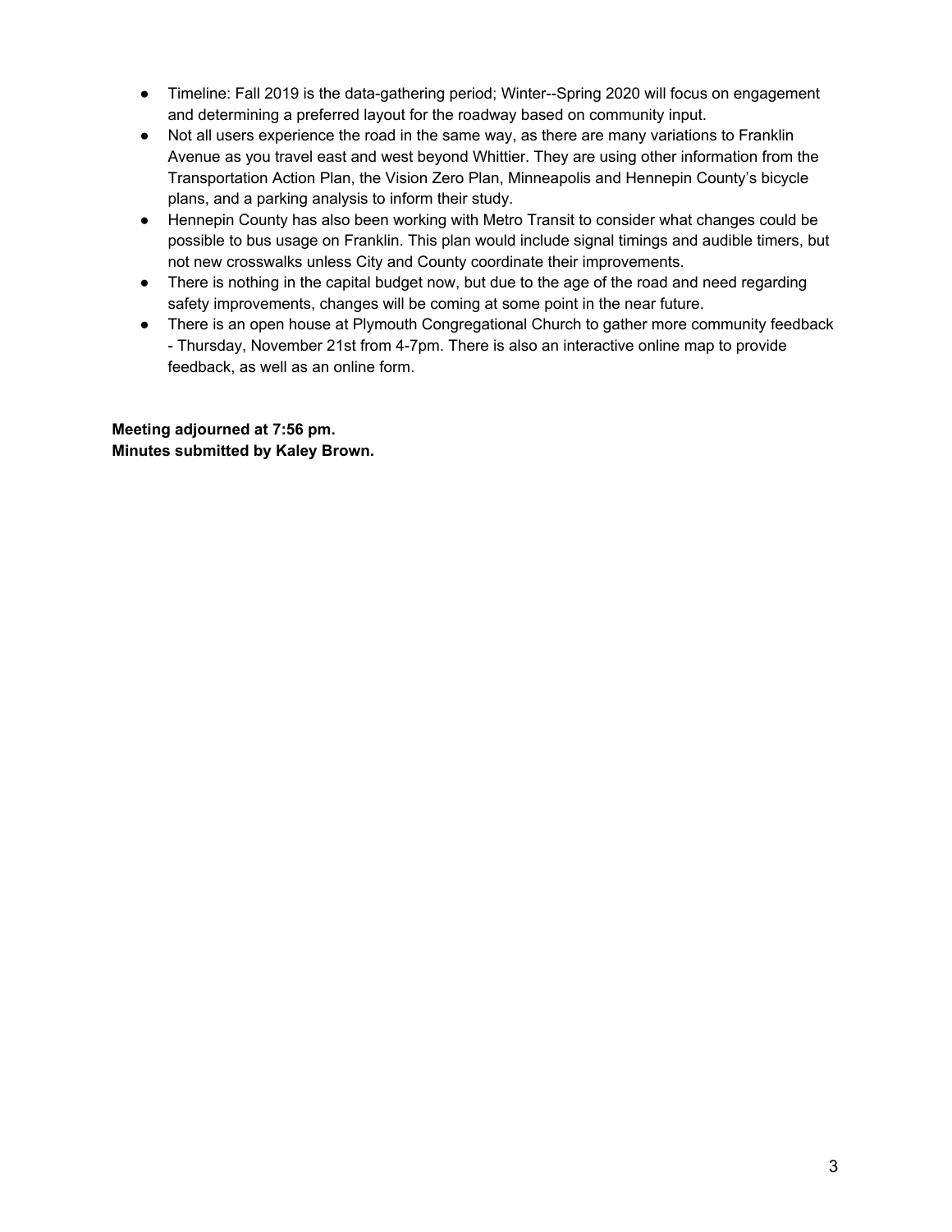- Timeline: Fall 2019 is the data-gathering period; Winter--Spring 2020 will focus on engagement and determining a preferred layout for the roadway based on community input.
- Not all users experience the road in the same way, as there are many variations to Franklin Avenue as you travel east and west beyond Whittier. They are using other information from the Transportation Action Plan, the Vision Zero Plan, Minneapolis and Hennepin County's bicycle plans, and a parking analysis to inform their study.
- Hennepin County has also been working with Metro Transit to consider what changes could be possible to bus usage on Franklin. This plan would include signal timings and audible timers, but not new crosswalks unless City and County coordinate their improvements.
- There is nothing in the capital budget now, but due to the age of the road and need regarding safety improvements, changes will be coming at some point in the near future.
- There is an open house at Plymouth Congregational Church to gather more community feedback - Thursday, November 21st from 4-7pm. There is also an interactive online map to provide feedback, as well as an online form.

**Meeting adjourned at 7:56 pm.**
**Minutes submitted by Kaley Brown.**